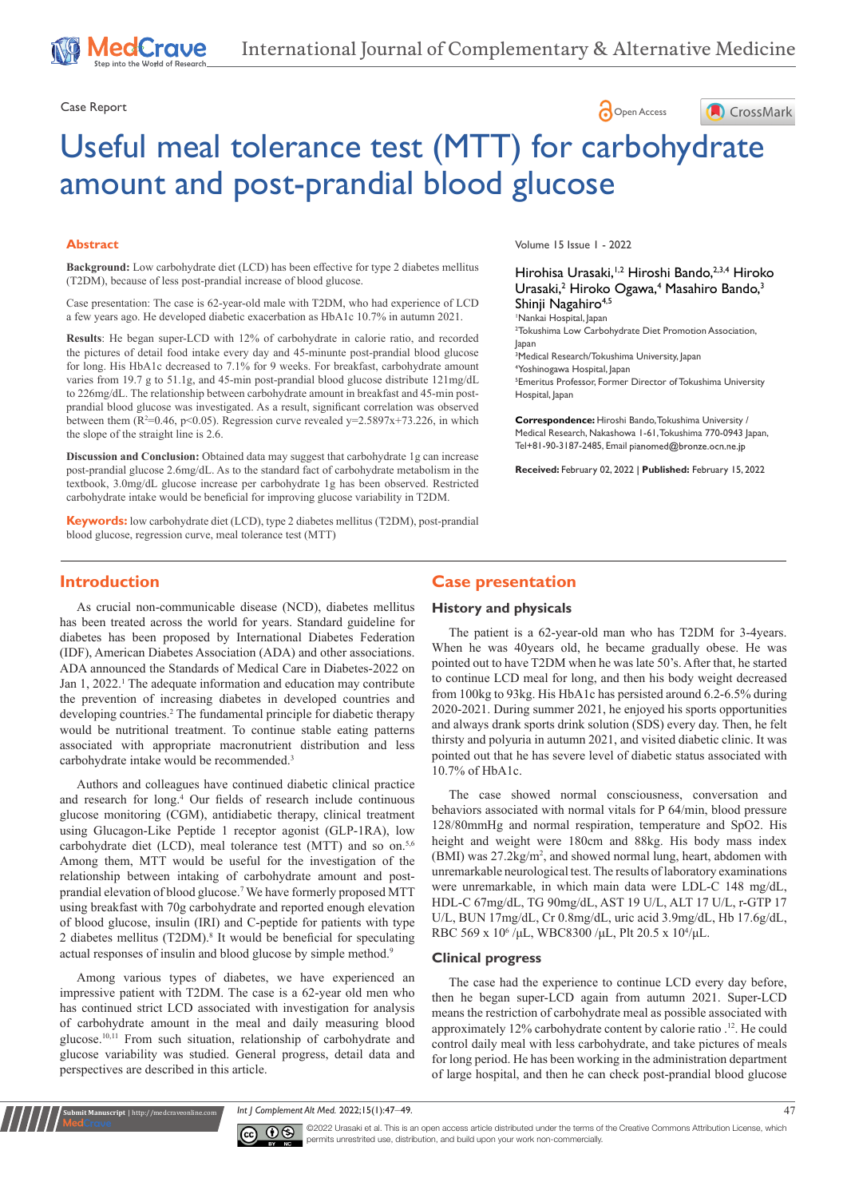Case Report

# Useful meal tolerance test (MTT) for carbohydrate amount and post-prandial blood glucose

Hirohisa Urasaki,[1,2] Hiroshi Bando,[2,3,4] Hiroko Urasaki,[2] Hiroko Ogawa,[4] Masahiro Bando,[3] Shinji Nagahiro[4,5]

[1]Nankai Hospital, Japan
[2]Tokushima Low Carbohydrate Diet Promotion Association, Japan
[3]Medical Research/Tokushima University, Japan
[4]Yoshinogawa Hospital, Japan
[5]Emeritus Professor, Former Director of Tokushima University Hospital, Japan

**Correspondence:** Hiroshi Bando, Tokushima University / Medical Research, Nakashowa 1-61, Tokushima 770-0943 Japan, Tel+81-90-3187-2485, Email pianomed@bronze.ocn.ne.jp

**Received:** February 02, 2022 | **Published:** February 15, 2022

## Abstract

**Background:** Low carbohydrate diet (LCD) has been effective for type 2 diabetes mellitus (T2DM), because of less post-prandial increase of blood glucose.

Case presentation: The case is 62-year-old male with T2DM, who had experience of LCD a few years ago. He developed diabetic exacerbation as HbA1c 10.7% in autumn 2021.

**Results**: He began super-LCD with 12% of carbohydrate in calorie ratio, and recorded the pictures of detail food intake every day and 45-minunte post-prandial blood glucose for long. His HbA1c decreased to 7.1% for 9 weeks. For breakfast, carbohydrate amount varies from 19.7 g to 51.1g, and 45-min post-prandial blood glucose distribute 121mg/dL to 226mg/dL. The relationship between carbohydrate amount in breakfast and 45-min post-prandial blood glucose was investigated. As a result, significant correlation was observed between them ($R^2$=0.46, $p<0.05$). Regression curve revealed $y=2.5897x+73.226$, in which the slope of the straight line is 2.6.

**Discussion and Conclusion:** Obtained data may suggest that carbohydrate 1g can increase post-prandial glucose 2.6mg/dL. As to the standard fact of carbohydrate metabolism in the textbook, 3.0mg/dL glucose increase per carbohydrate 1g has been observed. Restricted carbohydrate intake would be beneficial for improving glucose variability in T2DM.

**Keywords:** low carbohydrate diet (LCD), type 2 diabetes mellitus (T2DM), post-prandial blood glucose, regression curve, meal tolerance test (MTT)

## Introduction

As crucial non-communicable disease (NCD), diabetes mellitus has been treated across the world for years. Standard guideline for diabetes has been proposed by International Diabetes Federation (IDF), American Diabetes Association (ADA) and other associations. ADA announced the Standards of Medical Care in Diabetes-2022 on Jan 1, 2022.[1] The adequate information and education may contribute the prevention of increasing diabetes in developed countries and developing countries.[2] The fundamental principle for diabetic therapy would be nutritional treatment. To continue stable eating patterns associated with appropriate nutrient distribution and less carbohydrate intake would be recommended.[3]

Authors and colleagues have continued diabetic clinical practice and research for long.[4] Our fields of research include continuous glucose monitoring (CGM), antidiabetic therapy, clinical treatment using Glucagon-Like Peptide 1 receptor agonist (GLP-1RA), low carbohydrate diet (LCD), meal tolerance test (MTT) and so on.[5,6] Among them, MTT would be useful for the investigation of the relationship between intaking of carbohydrate amount and post-prandial elevation of blood glucose.[7] We have formerly proposed MTT using breakfast with 70g carbohydrate and reported enough elevation of blood glucose, insulin (IRI) and C-peptide for patients with type 2 diabetes mellitus (T2DM).[8] It would be beneficial for speculating actual responses of insulin and blood glucose by simple method.[9]

Among various types of diabetes, we have experienced an impressive patient with T2DM. The case is a 62-year old men who has continued strict LCD associated with investigation for analysis of carbohydrate amount in the meal and daily measuring blood glucose.[10,11] From such situation, relationship of carbohydrate and glucose variability was studied. General progress, detail data and perspectives are described in this article.

## Case presentation

### History and physicals

The patient is a 62-year-old man who has T2DM for 3-4years. When he was 40years old, he became gradually obese. He was pointed out to have T2DM when he was late 50's. After that, he started to continue LCD meal for long, and then his body weight decreased from 100kg to 93kg. His HbA1c has persisted around 6.2-6.5% during 2020-2021. During summer 2021, he enjoyed his sports opportunities and always drank sports drink solution (SDS) every day. Then, he felt thirsty and polyuria in autumn 2021, and visited diabetic clinic. It was pointed out that he has severe level of diabetic status associated with 10.7% of HbA1c.

The case showed normal consciousness, conversation and behaviors associated with normal vitals for P 64/min, blood pressure 128/80mmHg and normal respiration, temperature and SpO2. His height and weight were 180cm and 88kg. His body mass index (BMI) was 27.2kg/m$^2$, and showed normal lung, heart, abdomen with unremarkable neurological test. The results of laboratory examinations were unremarkable, in which main data were LDL-C 148 mg/dL, HDL-C 67mg/dL, TG 90mg/dL, AST 19 U/L, ALT 17 U/L, r-GTP 17 U/L, BUN 17mg/dL, Cr 0.8mg/dL, uric acid 3.9mg/dL, Hb 17.6g/dL, RBC 569 x 10$^6$ /µL, WBC8300 /µL, Plt 20.5 x 10$^4$/µL.

### Clinical progress

The case had the experience to continue LCD every day before, then he began super-LCD again from autumn 2021. Super-LCD means the restriction of carbohydrate meal as possible associated with approximately 12% carbohydrate content by calorie ratio [12]. He could control daily meal with less carbohydrate, and take pictures of meals for long period. He has been working in the administration department of large hospital, and then he can check post-prandial blood glucose

©2022 Urasaki et al. This is an open access article distributed under the terms of the Creative Commons Attribution License, which permits unrestricted use, distribution, and build upon your work non-commercially.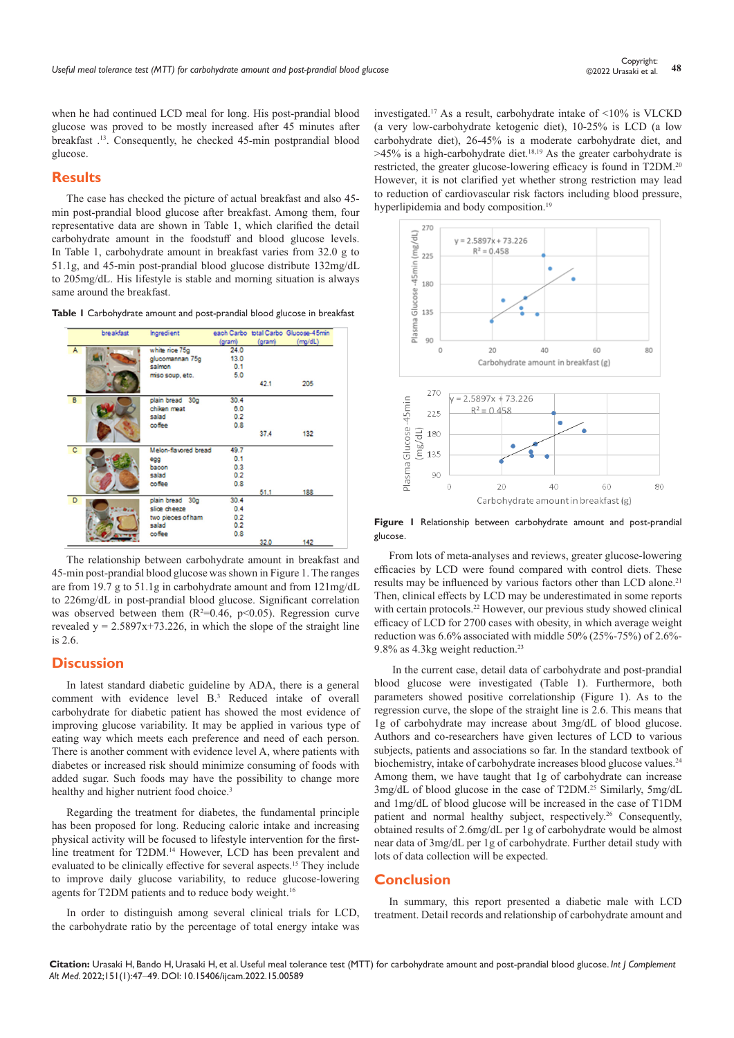when he had continued LCD meal for long. His post-prandial blood glucose was proved to be mostly increased after 45 minutes after breakfast .[13]. Consequently, he checked 45-min postprandial blood glucose.

## Results

The case has checked the picture of actual breakfast and also 45-min post-prandial blood glucose after breakfast. Among them, four representative data are shown in Table 1, which clarified the detail carbohydrate amount in the foodstuff and blood glucose levels. In Table 1, carbohydrate amount in breakfast varies from 32.0 g to 51.1g, and 45-min post-prandial blood glucose distribute 132mg/dL to 205mg/dL. His lifestyle is stable and morning situation is always same around the breakfast.

**Table 1** Carbohydrate amount and post-prandial blood glucose in breakfast

| | breakfast | Ingredient | each Carbo (gram) | total Carbo (gram) | Glucose-45min (mg/dL) |
|---|---|---|---|---|---|
| A | | white rice 75g<br>glucomannan 75g<br>salmon<br>miso soup, etc. | 24.0<br>13.0<br>0.1<br>5.0 | 42.1 | 205 |
| B | | plain bread 30g<br>chiken meat<br>salad<br>coffee | 30.4<br>6.0<br>0.2<br>0.8 | 37.4 | 132 |
| C | | Melon-flavored bread<br>egg<br>bacon<br>salad<br>coffee | 49.7<br>0.1<br>0.3<br>0.2<br>0.8 | 51.1 | 188 |
| D | | plain bread 30g<br>slice cheeze<br>two pieces of ham<br>salad<br>coffee | 30.4<br>0.4<br>0.2<br>0.2<br>0.8 | 32.0 | 142 |

The relationship between carbohydrate amount in breakfast and 45-min post-prandial blood glucose was shown in Figure 1. The ranges are from 19.7 g to 51.1g in carbohydrate amount and from 121mg/dL to 226mg/dL in post-prandial blood glucose. Significant correlation was observed between them ($R^2$=0.46, $p<0.05$). Regression curve revealed $y = 2.5897x+73.226$, in which the slope of the straight line is 2.6.

## Discussion

In latest standard diabetic guideline by ADA, there is a general comment with evidence level B.[3] Reduced intake of overall carbohydrate for diabetic patient has showed the most evidence of improving glucose variability. It may be applied in various type of eating way which meets each preference and need of each person. There is another comment with evidence level A, where patients with diabetes or increased risk should minimize consuming of foods with added sugar. Such foods may have the possibility to change more healthy and higher nutrient food choice.[3]

Regarding the treatment for diabetes, the fundamental principle has been proposed for long. Reducing caloric intake and increasing physical activity will be focused to lifestyle intervention for the first-line treatment for T2DM.[14] However, LCD has been prevalent and evaluated to be clinically effective for several aspects.[15] They include to improve daily glucose variability, to reduce glucose-lowering agents for T2DM patients and to reduce body weight.[16]

In order to distinguish among several clinical trials for LCD, the carbohydrate ratio by the percentage of total energy intake was investigated.[17] As a result, carbohydrate intake of <10% is VLCKD (a very low-carbohydrate ketogenic diet), 10-25% is LCD (a low carbohydrate diet), 26-45% is a moderate carbohydrate diet, and >45% is a high-carbohydrate diet.[18,19] As the greater carbohydrate is restricted, the greater glucose-lowering efficacy is found in T2DM.[20] However, it is not clarified yet whether strong restriction may lead to reduction of cardiovascular risk factors including blood pressure, hyperlipidemia and body composition.[19]

**Figure 1** Relationship between carbohydrate amount and post-prandial glucose.

From lots of meta-analyses and reviews, greater glucose-lowering efficacies by LCD were found compared with control diets. These results may be influenced by various factors other than LCD alone.[21] Then, clinical effects by LCD may be underestimated in some reports with certain protocols.[22] However, our previous study showed clinical efficacy of LCD for 2700 cases with obesity, in which average weight reduction was 6.6% associated with middle 50% (25%-75%) of 2.6%-9.8% as 4.3kg weight reduction.[23]

In the current case, detail data of carbohydrate and post-prandial blood glucose were investigated (Table 1). Furthermore, both parameters showed positive correlationship (Figure 1). As to the regression curve, the slope of the straight line is 2.6. This means that 1g of carbohydrate may increase about 3mg/dL of blood glucose. Authors and co-researchers have given lectures of LCD to various subjects, patients and associations so far. In the standard textbook of biochemistry, intake of carbohydrate increases blood glucose values.[24] Among them, we have taught that 1g of carbohydrate can increase 3mg/dL of blood glucose in the case of T2DM.[25] Similarly, 5mg/dL and 1mg/dL of blood glucose will be increased in the case of T1DM patient and normal healthy subject, respectively.[26] Consequently, obtained results of 2.6mg/dL per 1g of carbohydrate would be almost near data of 3mg/dL per 1g of carbohydrate. Further detail study with lots of data collection will be expected.

## Conclusion

In summary, this report presented a diabetic male with LCD treatment. Detail records and relationship of carbohydrate amount and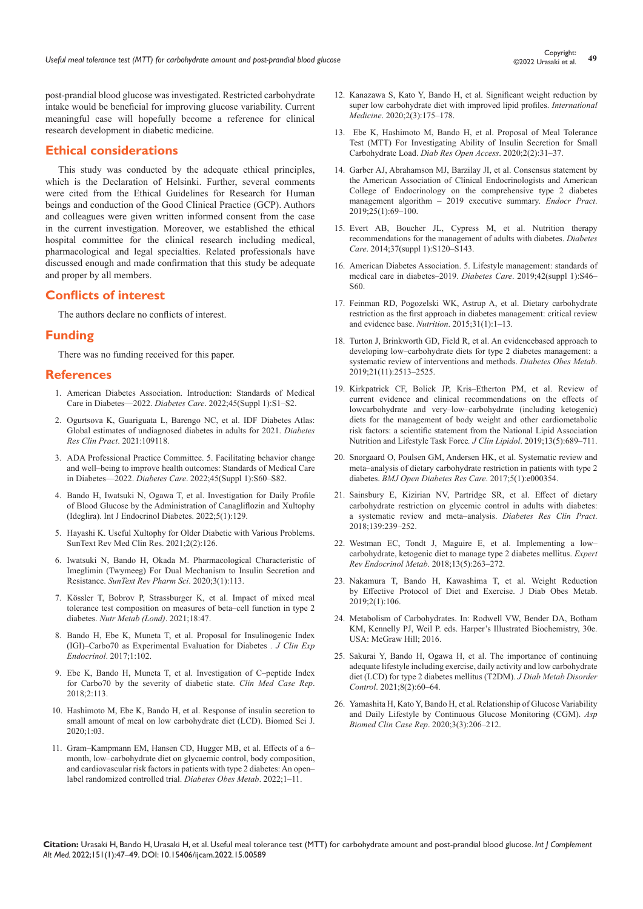post-prandial blood glucose was investigated. Restricted carbohydrate intake would be beneficial for improving glucose variability. Current meaningful case will hopefully become a reference for clinical research development in diabetic medicine.

## Ethical considerations

This study was conducted by the adequate ethical principles, which is the Declaration of Helsinki. Further, several comments were cited from the Ethical Guidelines for Research for Human beings and conduction of the Good Clinical Practice (GCP). Authors and colleagues were given written informed consent from the case in the current investigation. Moreover, we established the ethical hospital committee for the clinical research including medical, pharmacological and legal specialties. Related professionals have discussed enough and made confirmation that this study be adequate and proper by all members.

## Conflicts of interest

The authors declare no conflicts of interest.

## Funding

There was no funding received for this paper.

## References

1. American Diabetes Association. Introduction: Standards of Medical Care in Diabetes—2022. *Diabetes Care*. 2022;45(Suppl 1):S1–S2.
2. Ogurtsova K, Guariguata L, Barengo NC, et al. IDF Diabetes Atlas: Global estimates of undiagnosed diabetes in adults for 2021. *Diabetes Res Clin Pract*. 2021:109118.
3. ADA Professional Practice Committee. 5. Facilitating behavior change and well–being to improve health outcomes: Standards of Medical Care in Diabetes—2022. *Diabetes Care*. 2022;45(Suppl 1):S60–S82.
4. Bando H, Iwatsuki N, Ogawa T, et al. Investigation for Daily Profile of Blood Glucose by the Administration of Canagliflozin and Xultophy (Ideglira). Int J Endocrinol Diabetes. 2022;5(1):129.
5. Hayashi K. Useful Xultophy for Older Diabetic with Various Problems. SunText Rev Med Clin Res. 2021;2(2):126.
6. Iwatsuki N, Bando H, Okada M. Pharmacological Characteristic of Imeglimin (Twymeeg) For Dual Mechanism to Insulin Secretion and Resistance. *SunText Rev Pharm Sci*. 2020;3(1):113.
7. Kössler T, Bobrov P, Strassburger K, et al. Impact of mixed meal tolerance test composition on measures of beta–cell function in type 2 diabetes. *Nutr Metab (Lond)*. 2021;18:47.
8. Bando H, Ebe K, Muneta T, et al. Proposal for Insulinogenic Index (IGI)–Carbo70 as Experimental Evaluation for Diabetes . *J Clin Exp Endocrinol*. 2017;1:102.
9. Ebe K, Bando H, Muneta T, et al. Investigation of C–peptide Index for Carbo70 by the severity of diabetic state. *Clin Med Case Rep*. 2018;2:113.
10. Hashimoto M, Ebe K, Bando H, et al. Response of insulin secretion to small amount of meal on low carbohydrate diet (LCD). Biomed Sci J. 2020;1:03.
11. Gram–Kampmann EM, Hansen CD, Hugger MB, et al. Effects of a 6–month, low–carbohydrate diet on glycaemic control, body composition, and cardiovascular risk factors in patients with type 2 diabetes: An open–label randomized controlled trial. *Diabetes Obes Metab*. 2022;1–11.
12. Kanazawa S, Kato Y, Bando H, et al. Significant weight reduction by super low carbohydrate diet with improved lipid profiles. *International Medicine*. 2020;2(3):175–178.
13. Ebe K, Hashimoto M, Bando H, et al. Proposal of Meal Tolerance Test (MTT) For Investigating Ability of Insulin Secretion for Small Carbohydrate Load. *Diab Res Open Access*. 2020;2(2):31–37.
14. Garber AJ, Abrahamson MJ, Barzilay JI, et al. Consensus statement by the American Association of Clinical Endocrinologists and American College of Endocrinology on the comprehensive type 2 diabetes management algorithm – 2019 executive summary. *Endocr Pract*. 2019;25(1):69–100.
15. Evert AB, Boucher JL, Cypress M, et al. Nutrition therapy recommendations for the management of adults with diabetes. *Diabetes Care*. 2014;37(suppl 1):S120–S143.
16. American Diabetes Association. 5. Lifestyle management: standards of medical care in diabetes–2019. *Diabetes Care*. 2019;42(suppl 1):S46–S60.
17. Feinman RD, Pogozelski WK, Astrup A, et al. Dietary carbohydrate restriction as the first approach in diabetes management: critical review and evidence base. *Nutrition*. 2015;31(1):1–13.
18. Turton J, Brinkworth GD, Field R, et al. An evidencebased approach to developing low–carbohydrate diets for type 2 diabetes management: a systematic review of interventions and methods. *Diabetes Obes Metab*. 2019;21(11):2513–2525.
19. Kirkpatrick CF, Bolick JP, Kris–Etherton PM, et al. Review of current evidence and clinical recommendations on the effects of lowcarbohydrate and very–low–carbohydrate (including ketogenic) diets for the management of body weight and other cardiometabolic risk factors: a scientific statement from the National Lipid Association Nutrition and Lifestyle Task Force. *J Clin Lipidol*. 2019;13(5):689–711.
20. Snorgaard O, Poulsen GM, Andersen HK, et al. Systematic review and meta–analysis of dietary carbohydrate restriction in patients with type 2 diabetes. *BMJ Open Diabetes Res Care*. 2017;5(1):e000354.
21. Sainsbury E, Kizirian NV, Partridge SR, et al. Effect of dietary carbohydrate restriction on glycemic control in adults with diabetes: a systematic review and meta–analysis. *Diabetes Res Clin Pract*. 2018;139:239–252.
22. Westman EC, Tondt J, Maguire E, et al. Implementing a low–carbohydrate, ketogenic diet to manage type 2 diabetes mellitus. *Expert Rev Endocrinol Metab*. 2018;13(5):263–272.
23. Nakamura T, Bando H, Kawashima T, et al. Weight Reduction by Effective Protocol of Diet and Exercise. J Diab Obes Metab. 2019;2(1):106.
24. Metabolism of Carbohydrates. In: Rodwell VW, Bender DA, Botham KM, Kennelly PJ, Weil P. eds. Harper's Illustrated Biochemistry, 30e. USA: McGraw Hill; 2016.
25. Sakurai Y, Bando H, Ogawa H, et al. The importance of continuing adequate lifestyle including exercise, daily activity and low carbohydrate diet (LCD) for type 2 diabetes mellitus (T2DM). *J Diab Metab Disorder Control*. 2021;8(2):60–64.
26. Yamashita H, Kato Y, Bando H, et al. Relationship of Glucose Variability and Daily Lifestyle by Continuous Glucose Monitoring (CGM). *Asp Biomed Clin Case Rep*. 2020;3(3):206–212.